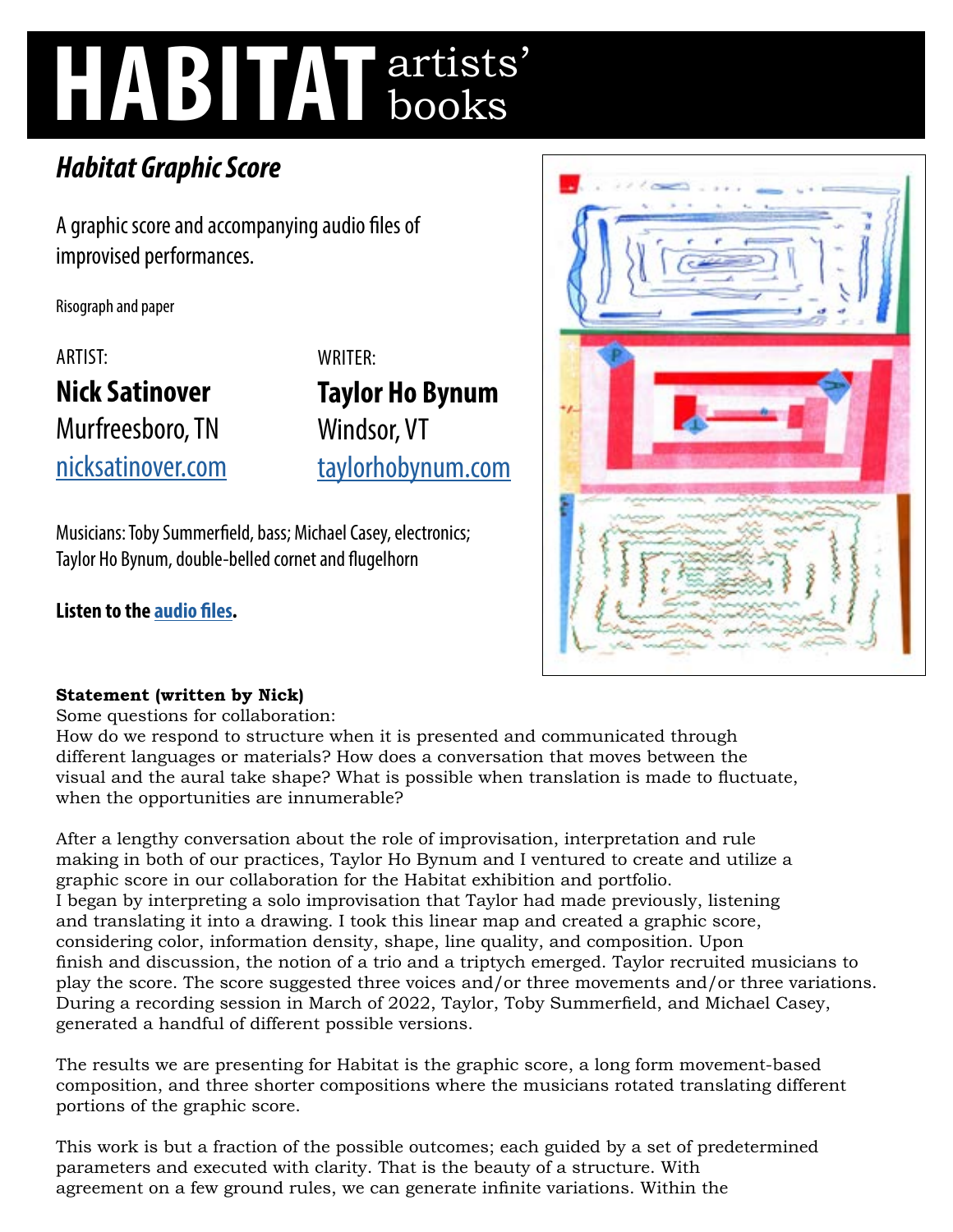# HABITAT artists' books

## *Habitat Graphic Score*

A graphic score and accompanying audio files of improvised performances.

Risograph and paper

ARTIST:

**Nick Satinover**
Murfreesboro, TN
nicksatinover.com

WRITER:

**Taylor Ho Bynum**
Windsor, VT
taylorhobynum.com

Musicians: Toby Summerfield, bass; Michael Casey, electronics; Taylor Ho Bynum, double-belled cornet and flugelhorn

**Listen to the audio files.**

**Statement (written by Nick)**

Some questions for collaboration:
How do we respond to structure when it is presented and communicated through different languages or materials? How does a conversation that moves between the visual and the aural take shape? What is possible when translation is made to fluctuate, when the opportunities are innumerable?

After a lengthy conversation about the role of improvisation, interpretation and rule making in both of our practices, Taylor Ho Bynum and I ventured to create and utilize a graphic score in our collaboration for the Habitat exhibition and portfolio.
I began by interpreting a solo improvisation that Taylor had made previously, listening and translating it into a drawing. I took this linear map and created a graphic score, considering color, information density, shape, line quality, and composition. Upon finish and discussion, the notion of a trio and a triptych emerged. Taylor recruited musicians to play the score. The score suggested three voices and/or three movements and/or three variations. During a recording session in March of 2022, Taylor, Toby Summerfield, and Michael Casey, generated a handful of different possible versions.

The results we are presenting for Habitat is the graphic score, a long form movement-based composition, and three shorter compositions where the musicians rotated translating different portions of the graphic score.

This work is but a fraction of the possible outcomes; each guided by a set of predetermined parameters and executed with clarity. That is the beauty of a structure. With agreement on a few ground rules, we can generate infinite variations. Within the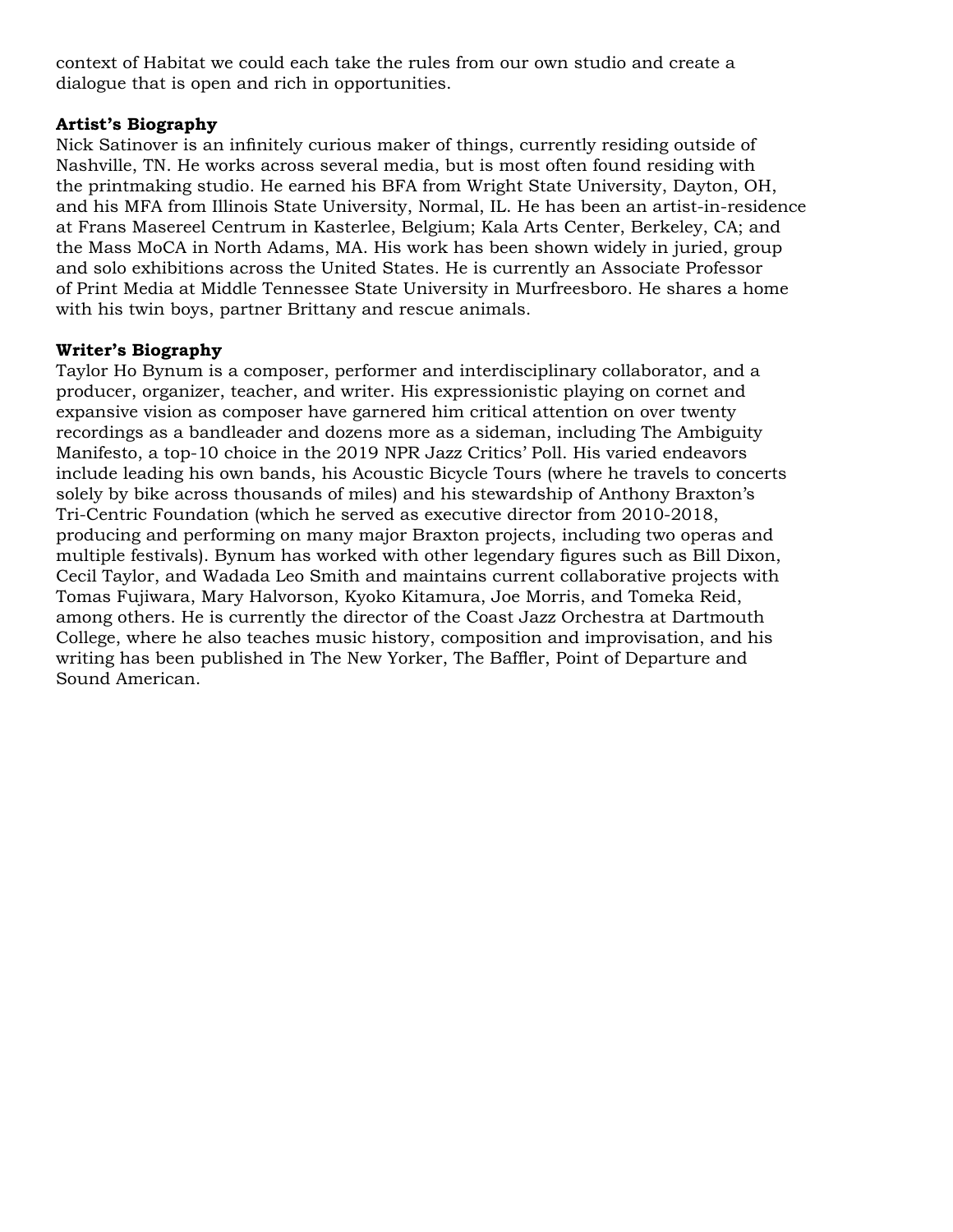context of Habitat we could each take the rules from our own studio and create a dialogue that is open and rich in opportunities.

**Artist's Biography**

Nick Satinover is an infinitely curious maker of things, currently residing outside of Nashville, TN. He works across several media, but is most often found residing with the printmaking studio. He earned his BFA from Wright State University, Dayton, OH, and his MFA from Illinois State University, Normal, IL. He has been an artist-in-residence at Frans Masereel Centrum in Kasterlee, Belgium; Kala Arts Center, Berkeley, CA; and the Mass MoCA in North Adams, MA. His work has been shown widely in juried, group and solo exhibitions across the United States. He is currently an Associate Professor of Print Media at Middle Tennessee State University in Murfreesboro. He shares a home with his twin boys, partner Brittany and rescue animals.

**Writer's Biography**

Taylor Ho Bynum is a composer, performer and interdisciplinary collaborator, and a producer, organizer, teacher, and writer. His expressionistic playing on cornet and expansive vision as composer have garnered him critical attention on over twenty recordings as a bandleader and dozens more as a sideman, including The Ambiguity Manifesto, a top-10 choice in the 2019 NPR Jazz Critics' Poll. His varied endeavors include leading his own bands, his Acoustic Bicycle Tours (where he travels to concerts solely by bike across thousands of miles) and his stewardship of Anthony Braxton's Tri-Centric Foundation (which he served as executive director from 2010-2018, producing and performing on many major Braxton projects, including two operas and multiple festivals). Bynum has worked with other legendary figures such as Bill Dixon, Cecil Taylor, and Wadada Leo Smith and maintains current collaborative projects with Tomas Fujiwara, Mary Halvorson, Kyoko Kitamura, Joe Morris, and Tomeka Reid, among others. He is currently the director of the Coast Jazz Orchestra at Dartmouth College, where he also teaches music history, composition and improvisation, and his writing has been published in The New Yorker, The Baffler, Point of Departure and Sound American.